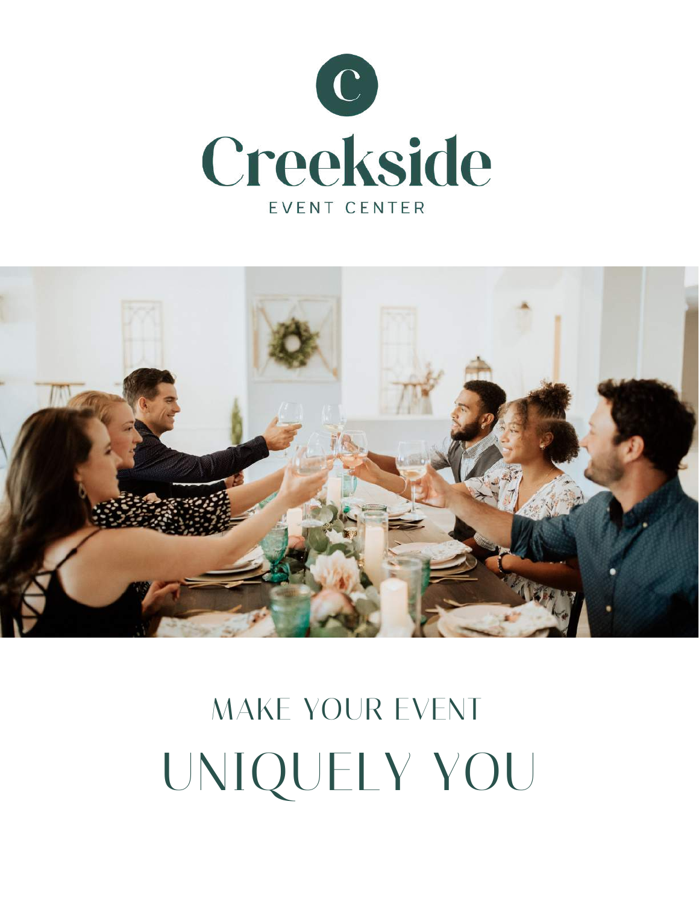# Creekside

EVENT CENTER

## MAKE YOUR EVENT

# UNIQUELY YOU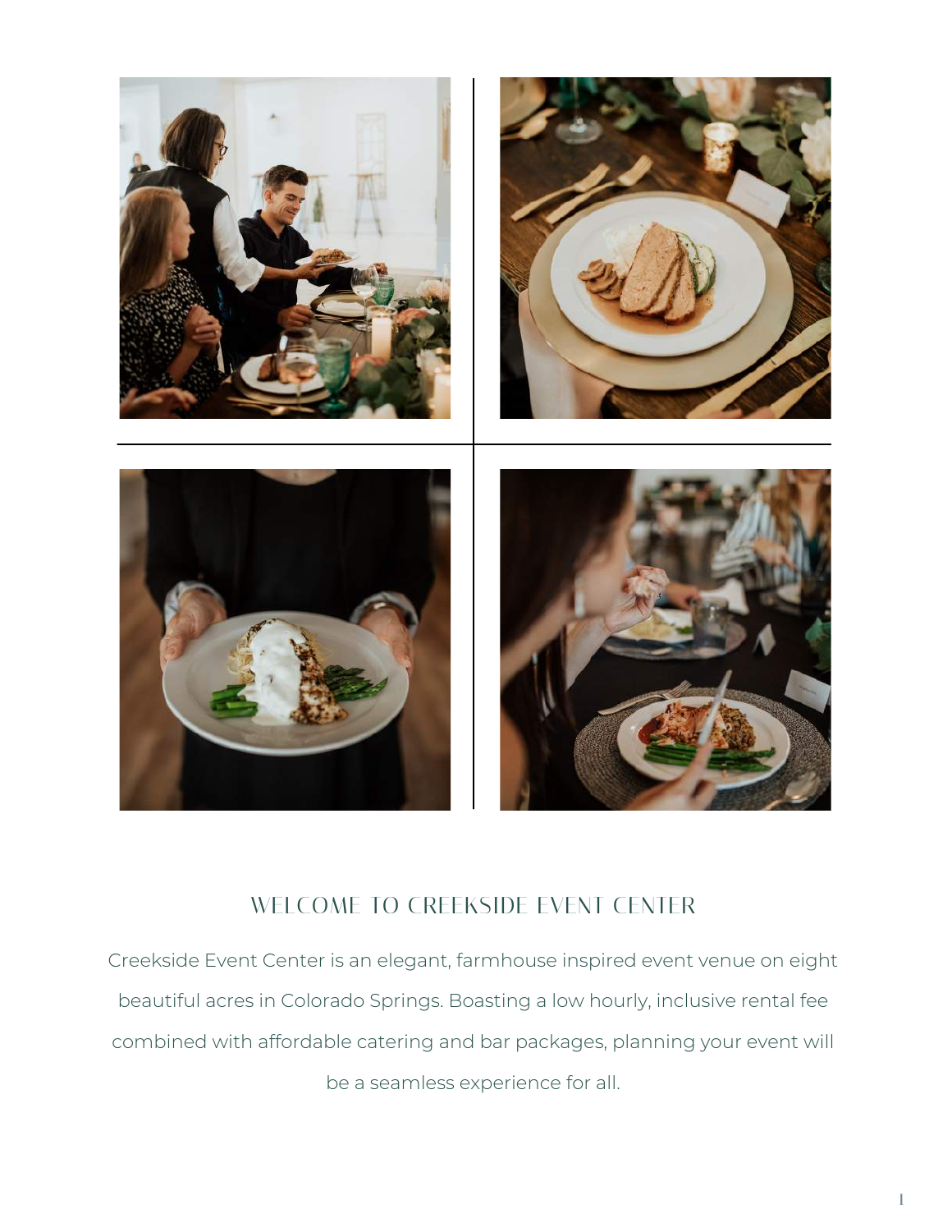## WELCOME TO CREEKSIDE EVENT CENTER

Creekside Event Center is an elegant, farmhouse inspired event venue on eight beautiful acres in Colorado Springs. Boasting a low hourly, inclusive rental fee combined with affordable catering and bar packages, planning your event will be a seamless experience for all.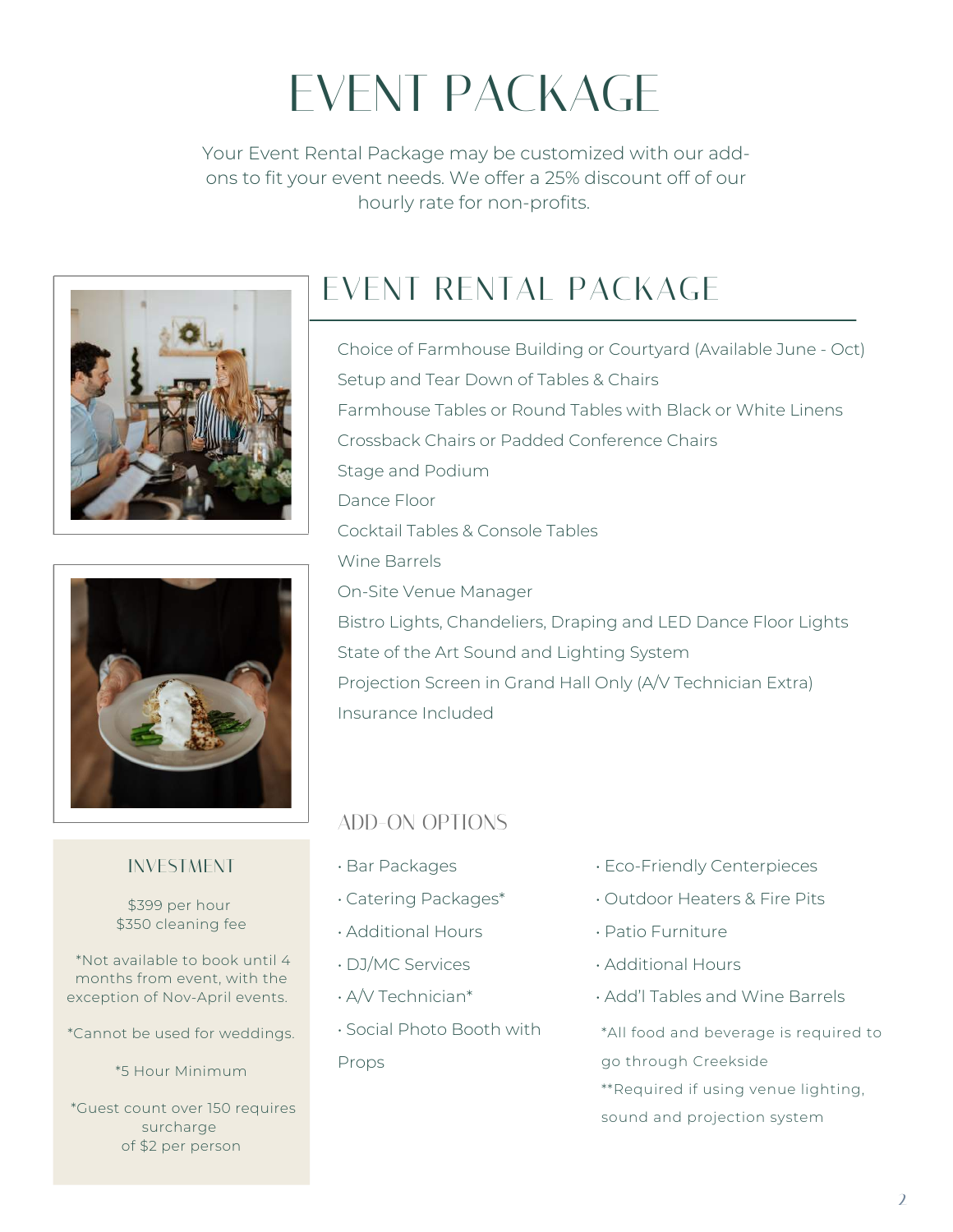# EVENT PACKAGE

Your Event Rental Package may be customized with our add-ons to fit your event needs. We offer a 25% discount off of our hourly rate for non-profits.

## EVENT RENTAL PACKAGE

Choice of Farmhouse Building or Courtyard (Available June - Oct)
Setup and Tear Down of Tables & Chairs
Farmhouse Tables or Round Tables with Black or White Linens
Crossback Chairs or Padded Conference Chairs
Stage and Podium
Dance Floor
Cocktail Tables & Console Tables
Wine Barrels
On-Site Venue Manager
Bistro Lights, Chandeliers, Draping and LED Dance Floor Lights
State of the Art Sound and Lighting System
Projection Screen in Grand Hall Only (A/V Technician Extra)
Insurance Included

### INVESTMENT

$399 per hour
$350 cleaning fee

*Not available to book until 4 months from event, with the exception of Nov-April events.

*Cannot be used for weddings.

*5 Hour Minimum

*Guest count over 150 requires surcharge of $2 per person

### ADD-ON OPTIONS

- Bar Packages
- Catering Packages*
- Additional Hours
- DJ/MC Services
- A/V Technician*
- Social Photo Booth with Props
- Eco-Friendly Centerpieces
- Outdoor Heaters & Fire Pits
- Patio Furniture
- Additional Hours
- Add'l Tables and Wine Barrels

*All food and beverage is required to go through Creekside
**Required if using venue lighting, sound and projection system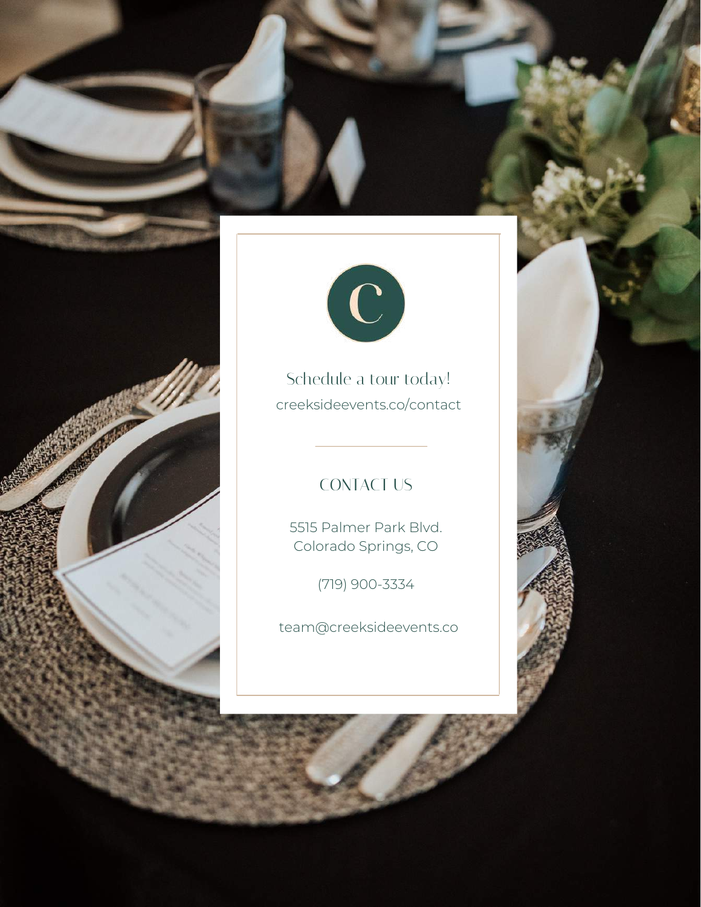C

Schedule a tour today!

creeksideevents.co/contact

## CONTACT US

5515 Palmer Park Blvd.
Colorado Springs, CO

(719) 900-3334

team@creeksideevents.co